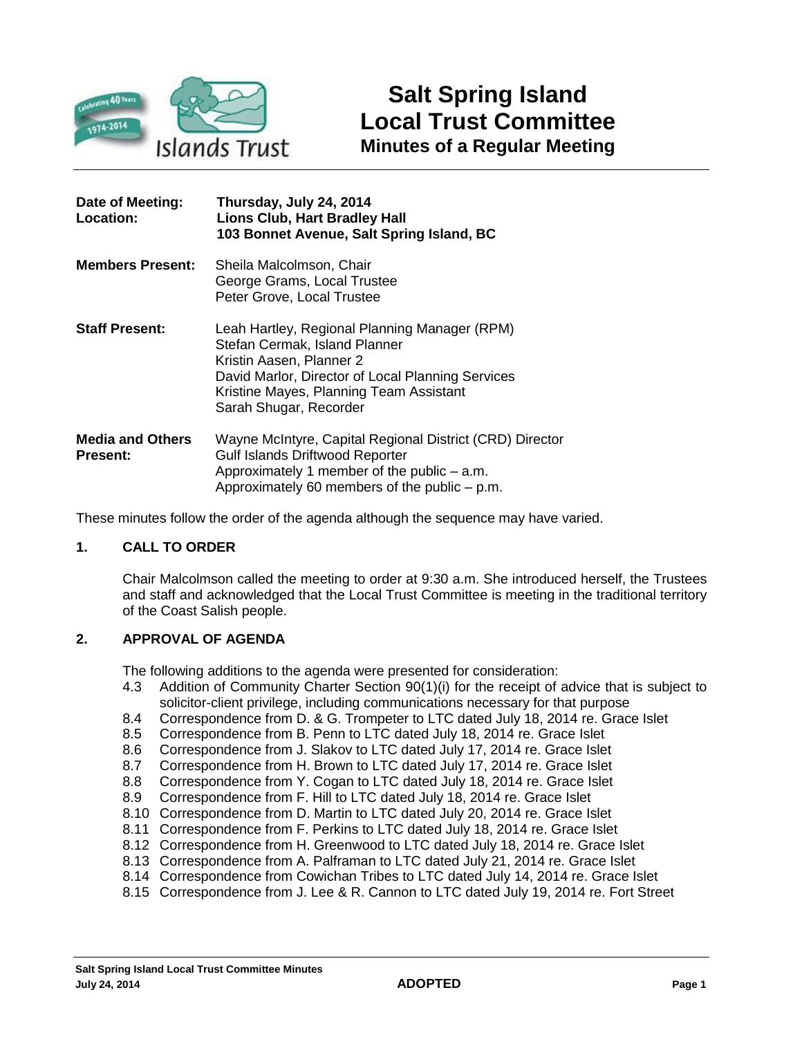# Salt Spring Island Local Trust Committee

## Minutes of a Regular Meeting

| | |
|---|---|
| **Date of Meeting:** | **Thursday, July 24, 2014** |
| **Location:** | **Lions Club, Hart Bradley Hall**<br>**103 Bonnet Avenue, Salt Spring Island, BC** |
| **Members Present:** | Sheila Malcolmson, Chair<br>George Grams, Local Trustee<br>Peter Grove, Local Trustee |
| **Staff Present:** | Leah Hartley, Regional Planning Manager (RPM)<br>Stefan Cermak, Island Planner<br>Kristin Aasen, Planner 2<br>David Marlor, Director of Local Planning Services<br>Kristine Mayes, Planning Team Assistant<br>Sarah Shugar, Recorder |
| **Media and Others Present:** | Wayne McIntyre, Capital Regional District (CRD) Director<br>Gulf Islands Driftwood Reporter<br>Approximately 1 member of the public – a.m.<br>Approximately 60 members of the public – p.m. |

These minutes follow the order of the agenda although the sequence may have varied.

### 1. CALL TO ORDER

Chair Malcolmson called the meeting to order at 9:30 a.m. She introduced herself, the Trustees and staff and acknowledged that the Local Trust Committee is meeting in the traditional territory of the Coast Salish people.

### 2. APPROVAL OF AGENDA

The following additions to the agenda were presented for consideration:

- 4.3 Addition of Community Charter Section 90(1)(i) for the receipt of advice that is subject to solicitor-client privilege, including communications necessary for that purpose
- 8.4 Correspondence from D. & G. Trompeter to LTC dated July 18, 2014 re. Grace Islet
- 8.5 Correspondence from B. Penn to LTC dated July 18, 2014 re. Grace Islet
- 8.6 Correspondence from J. Slakov to LTC dated July 17, 2014 re. Grace Islet
- 8.7 Correspondence from H. Brown to LTC dated July 17, 2014 re. Grace Islet
- 8.8 Correspondence from Y. Cogan to LTC dated July 18, 2014 re. Grace Islet
- 8.9 Correspondence from F. Hill to LTC dated July 18, 2014 re. Grace Islet
- 8.10 Correspondence from D. Martin to LTC dated July 20, 2014 re. Grace Islet
- 8.11 Correspondence from F. Perkins to LTC dated July 18, 2014 re. Grace Islet
- 8.12 Correspondence from H. Greenwood to LTC dated July 18, 2014 re. Grace Islet
- 8.13 Correspondence from A. Palframan to LTC dated July 21, 2014 re. Grace Islet
- 8.14 Correspondence from Cowichan Tribes to LTC dated July 14, 2014 re. Grace Islet
- 8.15 Correspondence from J. Lee & R. Cannon to LTC dated July 19, 2014 re. Fort Street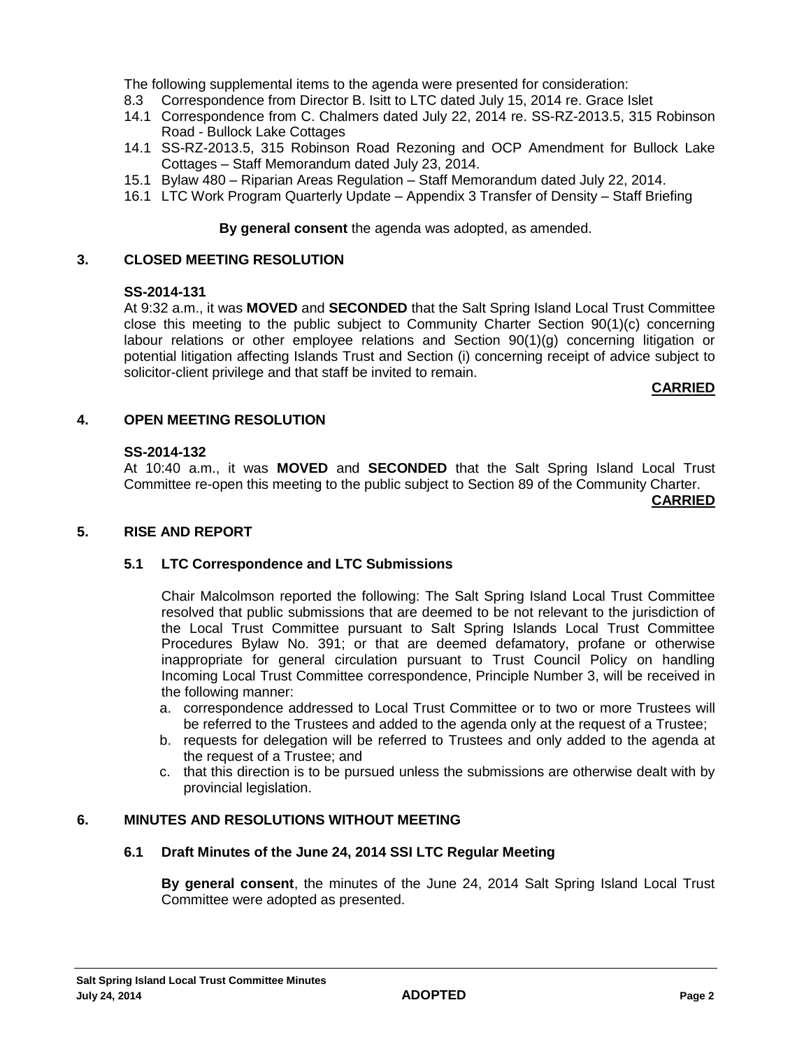The following supplemental items to the agenda were presented for consideration:

- 8.3 Correspondence from Director B. Isitt to LTC dated July 15, 2014 re. Grace Islet
- 14.1 Correspondence from C. Chalmers dated July 22, 2014 re. SS-RZ-2013.5, 315 Robinson Road - Bullock Lake Cottages
- 14.1 SS-RZ-2013.5, 315 Robinson Road Rezoning and OCP Amendment for Bullock Lake Cottages – Staff Memorandum dated July 23, 2014.
- 15.1 Bylaw 480 – Riparian Areas Regulation – Staff Memorandum dated July 22, 2014.
- 16.1 LTC Work Program Quarterly Update – Appendix 3 Transfer of Density – Staff Briefing

**By general consent** the agenda was adopted, as amended.

## 3. CLOSED MEETING RESOLUTION

**SS-2014-131**

At 9:32 a.m., it was **MOVED** and **SECONDED** that the Salt Spring Island Local Trust Committee close this meeting to the public subject to Community Charter Section 90(1)(c) concerning labour relations or other employee relations and Section 90(1)(g) concerning litigation or potential litigation affecting Islands Trust and Section (i) concerning receipt of advice subject to solicitor-client privilege and that staff be invited to remain.

**CARRIED**

## 4. OPEN MEETING RESOLUTION

**SS-2014-132**

At 10:40 a.m., it was **MOVED** and **SECONDED** that the Salt Spring Island Local Trust Committee re-open this meeting to the public subject to Section 89 of the Community Charter.

**CARRIED**

## 5. RISE AND REPORT

### 5.1 LTC Correspondence and LTC Submissions

Chair Malcolmson reported the following: The Salt Spring Island Local Trust Committee resolved that public submissions that are deemed to be not relevant to the jurisdiction of the Local Trust Committee pursuant to Salt Spring Islands Local Trust Committee Procedures Bylaw No. 391; or that are deemed defamatory, profane or otherwise inappropriate for general circulation pursuant to Trust Council Policy on handling Incoming Local Trust Committee correspondence, Principle Number 3, will be received in the following manner:

a. correspondence addressed to Local Trust Committee or to two or more Trustees will be referred to the Trustees and added to the agenda only at the request of a Trustee;
b. requests for delegation will be referred to Trustees and only added to the agenda at the request of a Trustee; and
c. that this direction is to be pursued unless the submissions are otherwise dealt with by provincial legislation.

## 6. MINUTES AND RESOLUTIONS WITHOUT MEETING

### 6.1 Draft Minutes of the June 24, 2014 SSI LTC Regular Meeting

**By general consent**, the minutes of the June 24, 2014 Salt Spring Island Local Trust Committee were adopted as presented.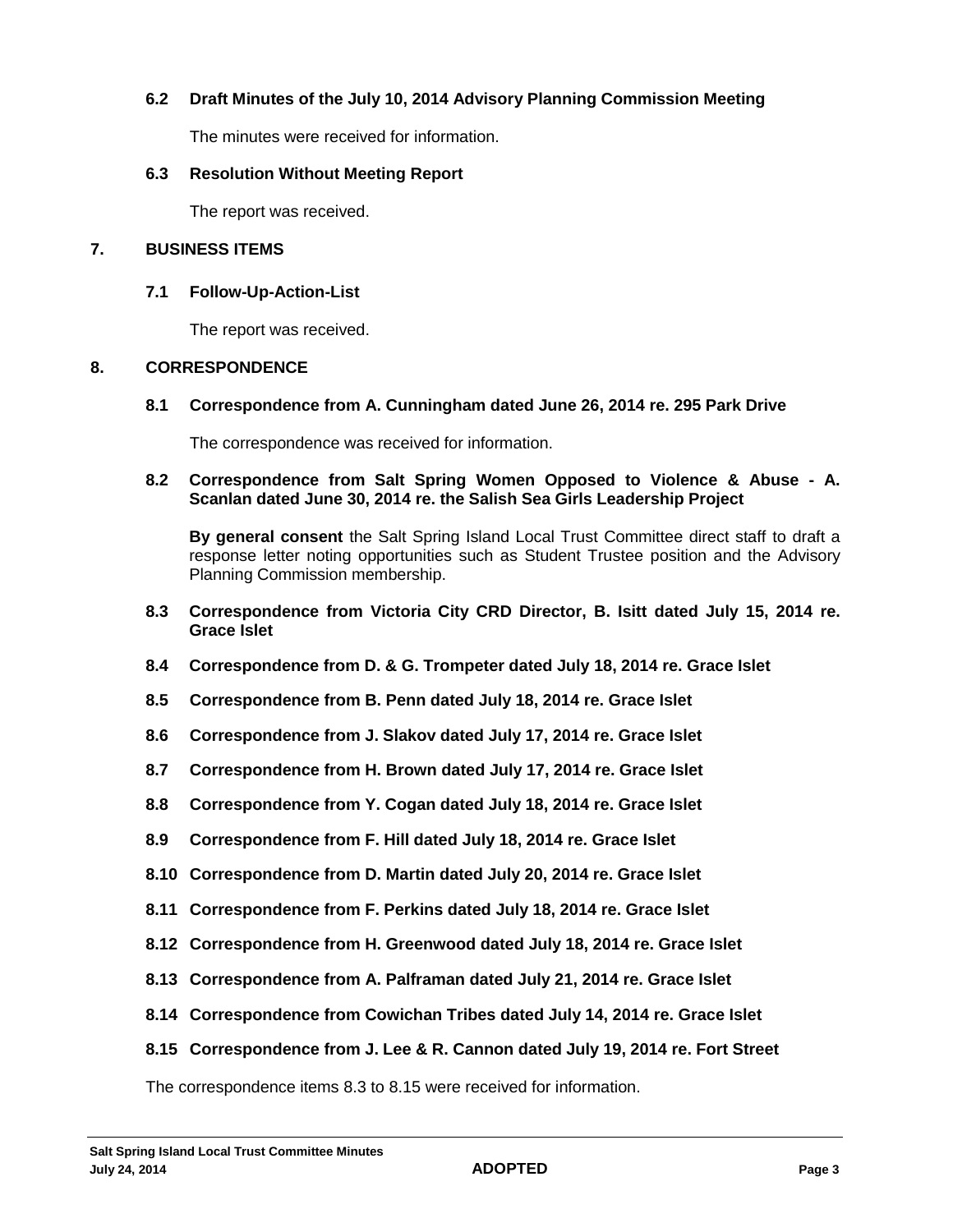### 6.2 Draft Minutes of the July 10, 2014 Advisory Planning Commission Meeting

The minutes were received for information.

### 6.3 Resolution Without Meeting Report

The report was received.

## 7. BUSINESS ITEMS

### 7.1 Follow-Up-Action-List

The report was received.

## 8. CORRESPONDENCE

### 8.1 Correspondence from A. Cunningham dated June 26, 2014 re. 295 Park Drive

The correspondence was received for information.

### 8.2 Correspondence from Salt Spring Women Opposed to Violence & Abuse - A. Scanlan dated June 30, 2014 re. the Salish Sea Girls Leadership Project

**By general consent** the Salt Spring Island Local Trust Committee direct staff to draft a response letter noting opportunities such as Student Trustee position and the Advisory Planning Commission membership.

### 8.3 Correspondence from Victoria City CRD Director, B. Isitt dated July 15, 2014 re. Grace Islet

### 8.4 Correspondence from D. & G. Trompeter dated July 18, 2014 re. Grace Islet

### 8.5 Correspondence from B. Penn dated July 18, 2014 re. Grace Islet

### 8.6 Correspondence from J. Slakov dated July 17, 2014 re. Grace Islet

### 8.7 Correspondence from H. Brown dated July 17, 2014 re. Grace Islet

### 8.8 Correspondence from Y. Cogan dated July 18, 2014 re. Grace Islet

### 8.9 Correspondence from F. Hill dated July 18, 2014 re. Grace Islet

### 8.10 Correspondence from D. Martin dated July 20, 2014 re. Grace Islet

### 8.11 Correspondence from F. Perkins dated July 18, 2014 re. Grace Islet

### 8.12 Correspondence from H. Greenwood dated July 18, 2014 re. Grace Islet

### 8.13 Correspondence from A. Palframan dated July 21, 2014 re. Grace Islet

### 8.14 Correspondence from Cowichan Tribes dated July 14, 2014 re. Grace Islet

### 8.15 Correspondence from J. Lee & R. Cannon dated July 19, 2014 re. Fort Street

The correspondence items 8.3 to 8.15 were received for information.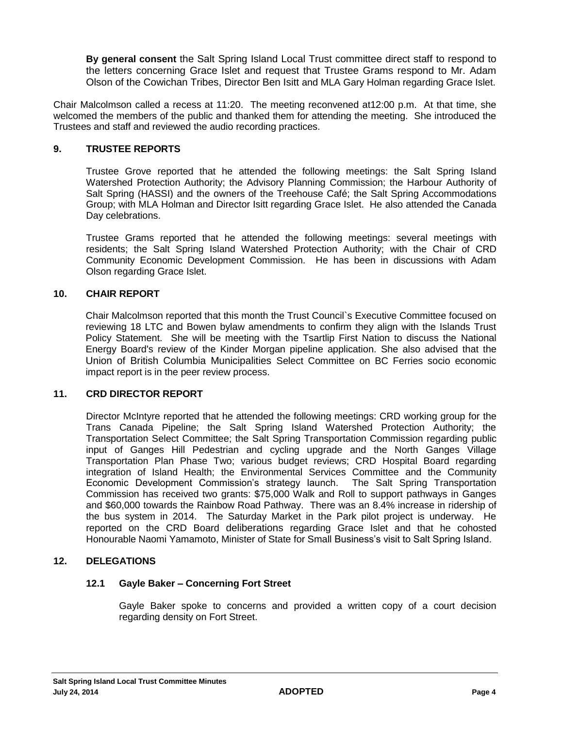**By general consent** the Salt Spring Island Local Trust committee direct staff to respond to the letters concerning Grace Islet and request that Trustee Grams respond to Mr. Adam Olson of the Cowichan Tribes, Director Ben Isitt and MLA Gary Holman regarding Grace Islet.

Chair Malcolmson called a recess at 11:20. The meeting reconvened at12:00 p.m. At that time, she welcomed the members of the public and thanked them for attending the meeting. She introduced the Trustees and staff and reviewed the audio recording practices.

## 9. TRUSTEE REPORTS

Trustee Grove reported that he attended the following meetings: the Salt Spring Island Watershed Protection Authority; the Advisory Planning Commission; the Harbour Authority of Salt Spring (HASSI) and the owners of the Treehouse Café; the Salt Spring Accommodations Group; with MLA Holman and Director Isitt regarding Grace Islet. He also attended the Canada Day celebrations.

Trustee Grams reported that he attended the following meetings: several meetings with residents; the Salt Spring Island Watershed Protection Authority; with the Chair of CRD Community Economic Development Commission. He has been in discussions with Adam Olson regarding Grace Islet.

## 10. CHAIR REPORT

Chair Malcolmson reported that this month the Trust Council`s Executive Committee focused on reviewing 18 LTC and Bowen bylaw amendments to confirm they align with the Islands Trust Policy Statement. She will be meeting with the Tsartlip First Nation to discuss the National Energy Board's review of the Kinder Morgan pipeline application. She also advised that the Union of British Columbia Municipalities Select Committee on BC Ferries socio economic impact report is in the peer review process.

## 11. CRD DIRECTOR REPORT

Director McIntyre reported that he attended the following meetings: CRD working group for the Trans Canada Pipeline; the Salt Spring Island Watershed Protection Authority; the Transportation Select Committee; the Salt Spring Transportation Commission regarding public input of Ganges Hill Pedestrian and cycling upgrade and the North Ganges Village Transportation Plan Phase Two; various budget reviews; CRD Hospital Board regarding integration of Island Health; the Environmental Services Committee and the Community Economic Development Commission's strategy launch. The Salt Spring Transportation Commission has received two grants: $75,000 Walk and Roll to support pathways in Ganges and $60,000 towards the Rainbow Road Pathway. There was an 8.4% increase in ridership of the bus system in 2014. The Saturday Market in the Park pilot project is underway. He reported on the CRD Board deliberations regarding Grace Islet and that he cohosted Honourable Naomi Yamamoto, Minister of State for Small Business's visit to Salt Spring Island.

## 12. DELEGATIONS

### 12.1 Gayle Baker – Concerning Fort Street

Gayle Baker spoke to concerns and provided a written copy of a court decision regarding density on Fort Street.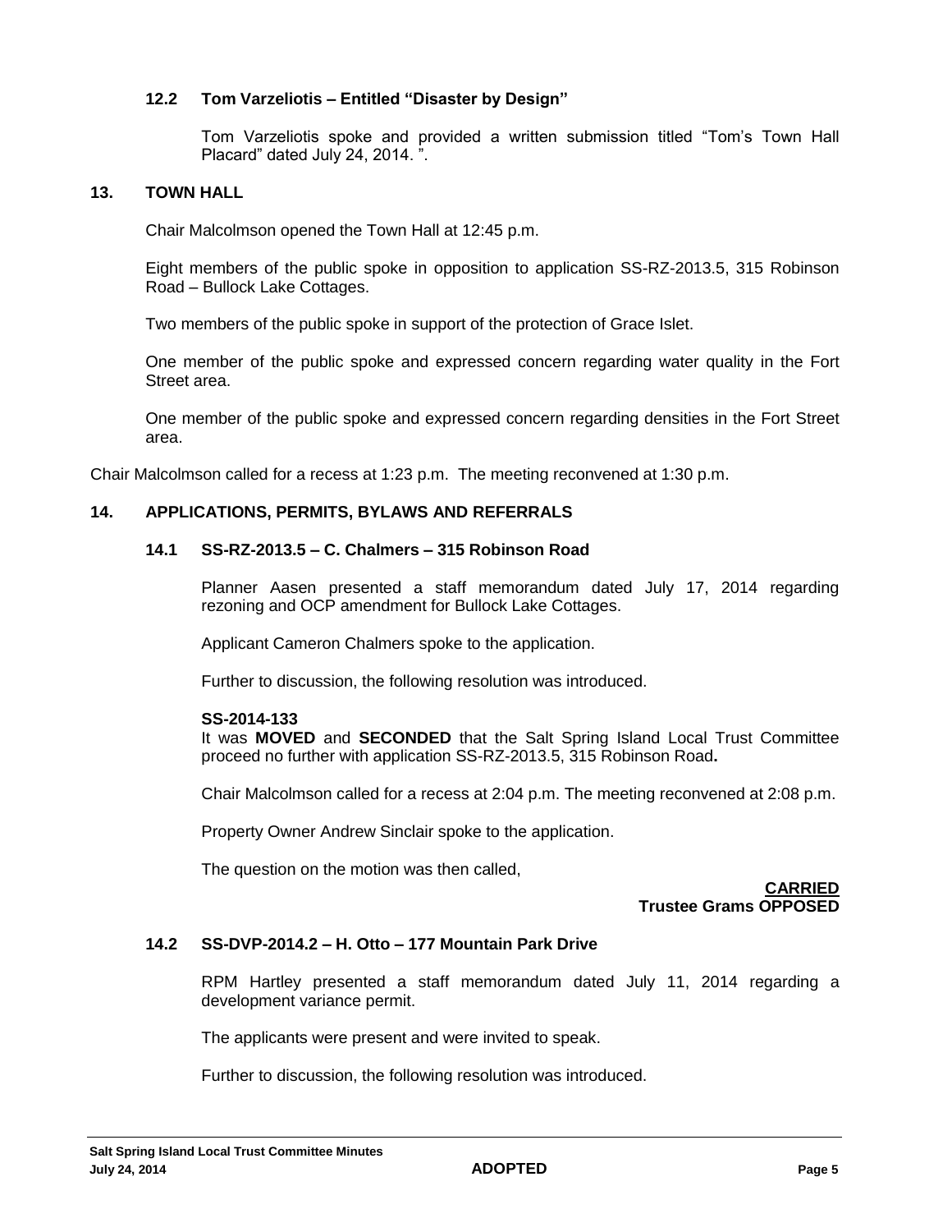### 12.2 Tom Varzeliotis – Entitled "Disaster by Design"

Tom Varzeliotis spoke and provided a written submission titled "Tom's Town Hall Placard" dated July 24, 2014. ".

## 13. TOWN HALL

Chair Malcolmson opened the Town Hall at 12:45 p.m.

Eight members of the public spoke in opposition to application SS-RZ-2013.5, 315 Robinson Road – Bullock Lake Cottages.

Two members of the public spoke in support of the protection of Grace Islet.

One member of the public spoke and expressed concern regarding water quality in the Fort Street area.

One member of the public spoke and expressed concern regarding densities in the Fort Street area.

Chair Malcolmson called for a recess at 1:23 p.m. The meeting reconvened at 1:30 p.m.

## 14. APPLICATIONS, PERMITS, BYLAWS AND REFERRALS

### 14.1 SS-RZ-2013.5 – C. Chalmers – 315 Robinson Road

Planner Aasen presented a staff memorandum dated July 17, 2014 regarding rezoning and OCP amendment for Bullock Lake Cottages.

Applicant Cameron Chalmers spoke to the application.

Further to discussion, the following resolution was introduced.

**SS-2014-133**
It was **MOVED** and **SECONDED** that the Salt Spring Island Local Trust Committee proceed no further with application SS-RZ-2013.5, 315 Robinson Road**.**

Chair Malcolmson called for a recess at 2:04 p.m. The meeting reconvened at 2:08 p.m.

Property Owner Andrew Sinclair spoke to the application.

The question on the motion was then called,

**CARRIED**
**Trustee Grams OPPOSED**

### 14.2 SS-DVP-2014.2 – H. Otto – 177 Mountain Park Drive

RPM Hartley presented a staff memorandum dated July 11, 2014 regarding a development variance permit.

The applicants were present and were invited to speak.

Further to discussion, the following resolution was introduced.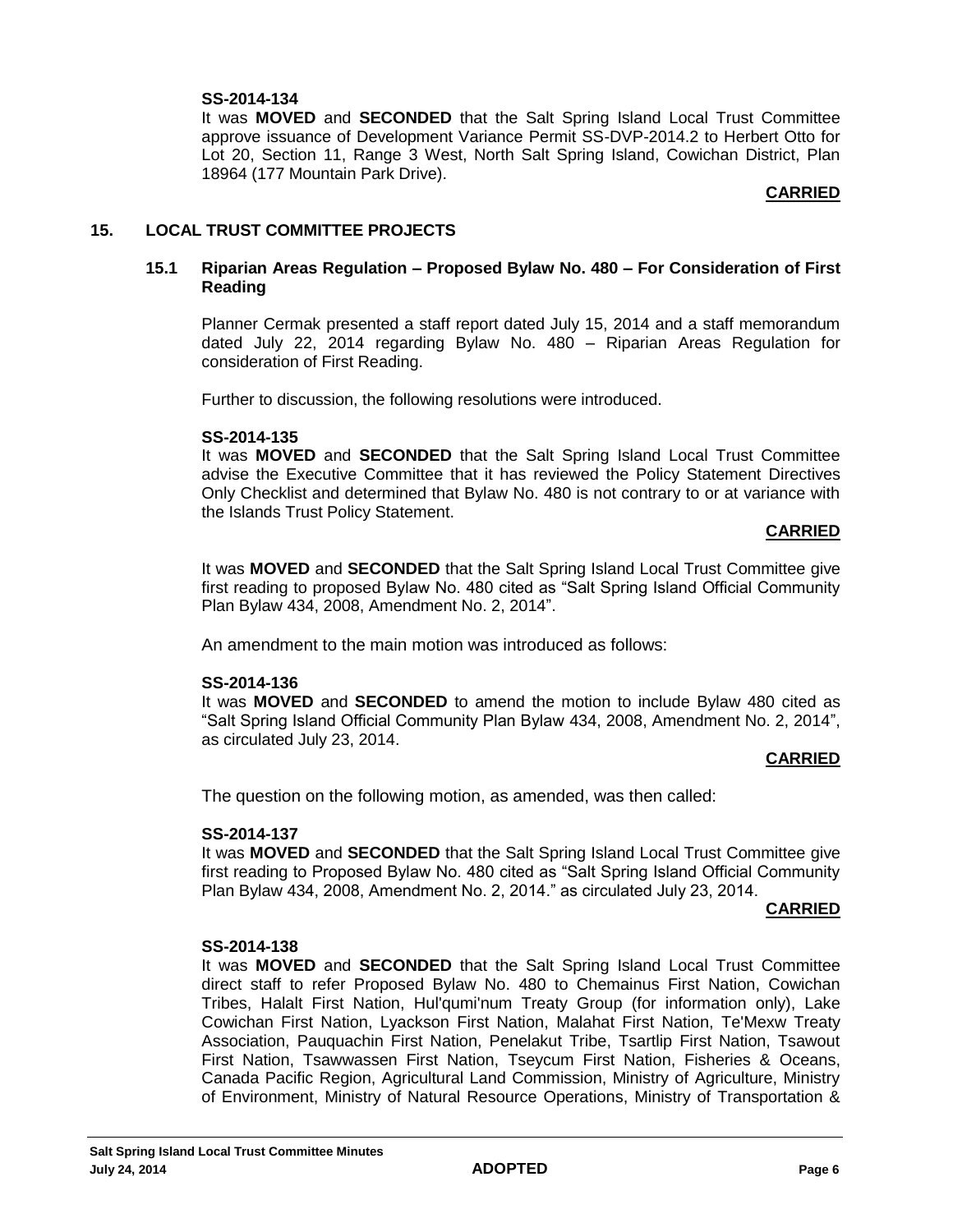**SS-2014-134**
It was **MOVED** and **SECONDED** that the Salt Spring Island Local Trust Committee approve issuance of Development Variance Permit SS-DVP-2014.2 to Herbert Otto for Lot 20, Section 11, Range 3 West, North Salt Spring Island, Cowichan District, Plan 18964 (177 Mountain Park Drive).

**CARRIED**

## 15. LOCAL TRUST COMMITTEE PROJECTS

### 15.1 Riparian Areas Regulation – Proposed Bylaw No. 480 – For Consideration of First Reading

Planner Cermak presented a staff report dated July 15, 2014 and a staff memorandum dated July 22, 2014 regarding Bylaw No. 480 – Riparian Areas Regulation for consideration of First Reading.

Further to discussion, the following resolutions were introduced.

**SS-2014-135**
It was **MOVED** and **SECONDED** that the Salt Spring Island Local Trust Committee advise the Executive Committee that it has reviewed the Policy Statement Directives Only Checklist and determined that Bylaw No. 480 is not contrary to or at variance with the Islands Trust Policy Statement.

**CARRIED**

It was **MOVED** and **SECONDED** that the Salt Spring Island Local Trust Committee give first reading to proposed Bylaw No. 480 cited as "Salt Spring Island Official Community Plan Bylaw 434, 2008, Amendment No. 2, 2014".

An amendment to the main motion was introduced as follows:

**SS-2014-136**
It was **MOVED** and **SECONDED** to amend the motion to include Bylaw 480 cited as "Salt Spring Island Official Community Plan Bylaw 434, 2008, Amendment No. 2, 2014", as circulated July 23, 2014.

**CARRIED**

The question on the following motion, as amended, was then called:

**SS-2014-137**
It was **MOVED** and **SECONDED** that the Salt Spring Island Local Trust Committee give first reading to Proposed Bylaw No. 480 cited as "Salt Spring Island Official Community Plan Bylaw 434, 2008, Amendment No. 2, 2014." as circulated July 23, 2014.

**CARRIED**

**SS-2014-138**
It was **MOVED** and **SECONDED** that the Salt Spring Island Local Trust Committee direct staff to refer Proposed Bylaw No. 480 to Chemainus First Nation, Cowichan Tribes, Halalt First Nation, Hul'qumi'num Treaty Group (for information only), Lake Cowichan First Nation, Lyackson First Nation, Malahat First Nation, Te'Mexw Treaty Association, Pauquachin First Nation, Penelakut Tribe, Tsartlip First Nation, Tsawout First Nation, Tsawwassen First Nation, Tseycum First Nation, Fisheries & Oceans, Canada Pacific Region, Agricultural Land Commission, Ministry of Agriculture, Ministry of Environment, Ministry of Natural Resource Operations, Ministry of Transportation &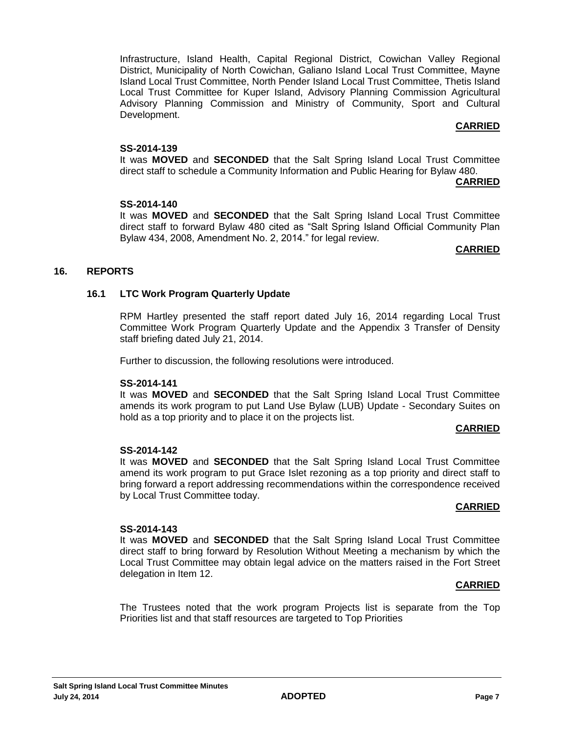Infrastructure, Island Health, Capital Regional District, Cowichan Valley Regional District, Municipality of North Cowichan, Galiano Island Local Trust Committee, Mayne Island Local Trust Committee, North Pender Island Local Trust Committee, Thetis Island Local Trust Committee for Kuper Island, Advisory Planning Commission Agricultural Advisory Planning Commission and Ministry of Community, Sport and Cultural Development.

**CARRIED**

**SS-2014-139**

It was **MOVED** and **SECONDED** that the Salt Spring Island Local Trust Committee direct staff to schedule a Community Information and Public Hearing for Bylaw 480.

**CARRIED**

**SS-2014-140**

It was **MOVED** and **SECONDED** that the Salt Spring Island Local Trust Committee direct staff to forward Bylaw 480 cited as "Salt Spring Island Official Community Plan Bylaw 434, 2008, Amendment No. 2, 2014." for legal review.

**CARRIED**

## 16. REPORTS

### 16.1 LTC Work Program Quarterly Update

RPM Hartley presented the staff report dated July 16, 2014 regarding Local Trust Committee Work Program Quarterly Update and the Appendix 3 Transfer of Density staff briefing dated July 21, 2014.

Further to discussion, the following resolutions were introduced.

**SS-2014-141**

It was **MOVED** and **SECONDED** that the Salt Spring Island Local Trust Committee amends its work program to put Land Use Bylaw (LUB) Update - Secondary Suites on hold as a top priority and to place it on the projects list.

**CARRIED**

**SS-2014-142**

It was **MOVED** and **SECONDED** that the Salt Spring Island Local Trust Committee amend its work program to put Grace Islet rezoning as a top priority and direct staff to bring forward a report addressing recommendations within the correspondence received by Local Trust Committee today.

**CARRIED**

**SS-2014-143**

It was **MOVED** and **SECONDED** that the Salt Spring Island Local Trust Committee direct staff to bring forward by Resolution Without Meeting a mechanism by which the Local Trust Committee may obtain legal advice on the matters raised in the Fort Street delegation in Item 12.

**CARRIED**

The Trustees noted that the work program Projects list is separate from the Top Priorities list and that staff resources are targeted to Top Priorities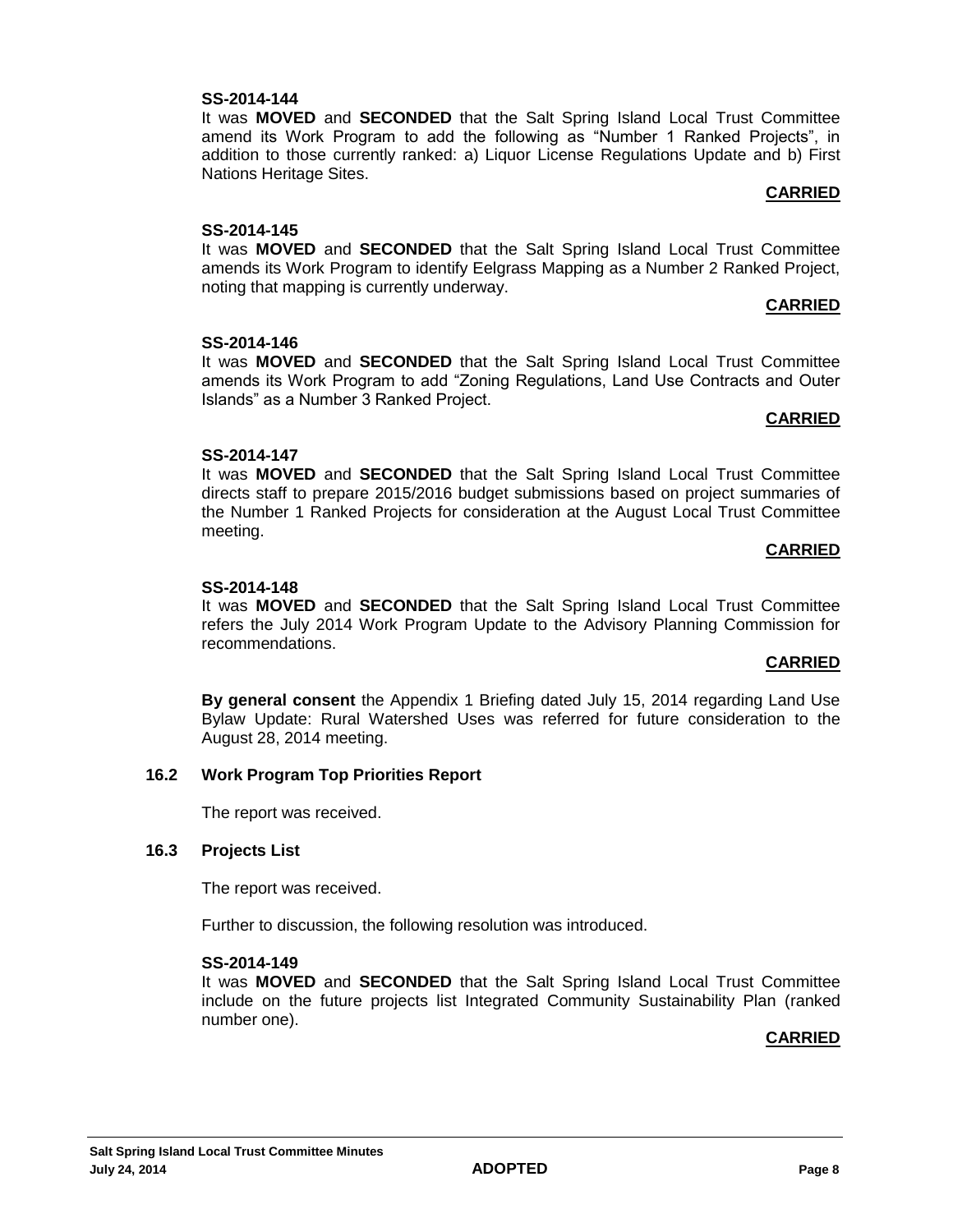**SS-2014-144**

It was **MOVED** and **SECONDED** that the Salt Spring Island Local Trust Committee amend its Work Program to add the following as "Number 1 Ranked Projects", in addition to those currently ranked: a) Liquor License Regulations Update and b) First Nations Heritage Sites.

**CARRIED**

**SS-2014-145**

It was **MOVED** and **SECONDED** that the Salt Spring Island Local Trust Committee amends its Work Program to identify Eelgrass Mapping as a Number 2 Ranked Project, noting that mapping is currently underway.

**CARRIED**

**SS-2014-146**

It was **MOVED** and **SECONDED** that the Salt Spring Island Local Trust Committee amends its Work Program to add "Zoning Regulations, Land Use Contracts and Outer Islands" as a Number 3 Ranked Project.

**CARRIED**

**SS-2014-147**

It was **MOVED** and **SECONDED** that the Salt Spring Island Local Trust Committee directs staff to prepare 2015/2016 budget submissions based on project summaries of the Number 1 Ranked Projects for consideration at the August Local Trust Committee meeting.

**CARRIED**

**SS-2014-148**

It was **MOVED** and **SECONDED** that the Salt Spring Island Local Trust Committee refers the July 2014 Work Program Update to the Advisory Planning Commission for recommendations.

**CARRIED**

**By general consent** the Appendix 1 Briefing dated July 15, 2014 regarding Land Use Bylaw Update: Rural Watershed Uses was referred for future consideration to the August 28, 2014 meeting.

### 16.2 Work Program Top Priorities Report

The report was received.

### 16.3 Projects List

The report was received.

Further to discussion, the following resolution was introduced.

**SS-2014-149**

It was **MOVED** and **SECONDED** that the Salt Spring Island Local Trust Committee include on the future projects list Integrated Community Sustainability Plan (ranked number one).

**CARRIED**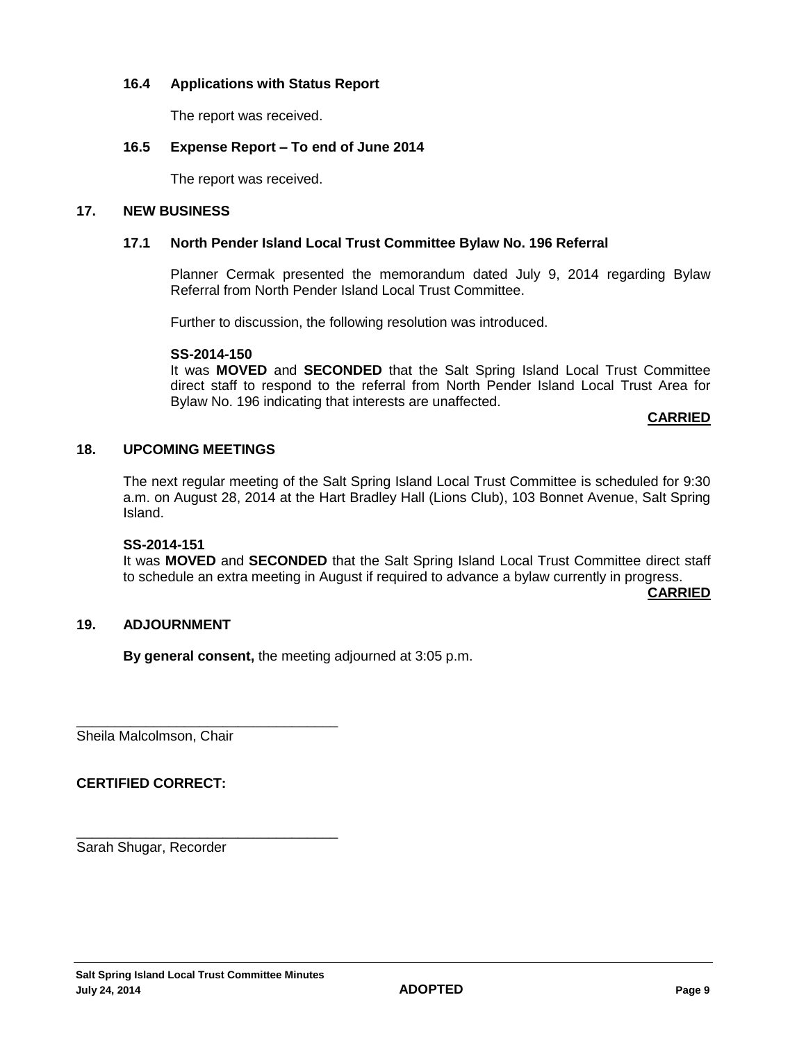### 16.4 Applications with Status Report

The report was received.

### 16.5 Expense Report – To end of June 2014

The report was received.

## 17. NEW BUSINESS

### 17.1 North Pender Island Local Trust Committee Bylaw No. 196 Referral

Planner Cermak presented the memorandum dated July 9, 2014 regarding Bylaw Referral from North Pender Island Local Trust Committee.

Further to discussion, the following resolution was introduced.

**SS-2014-150**
It was **MOVED** and **SECONDED** that the Salt Spring Island Local Trust Committee direct staff to respond to the referral from North Pender Island Local Trust Area for Bylaw No. 196 indicating that interests are unaffected.

**CARRIED**

## 18. UPCOMING MEETINGS

The next regular meeting of the Salt Spring Island Local Trust Committee is scheduled for 9:30 a.m. on August 28, 2014 at the Hart Bradley Hall (Lions Club), 103 Bonnet Avenue, Salt Spring Island.

**SS-2014-151**
It was **MOVED** and **SECONDED** that the Salt Spring Island Local Trust Committee direct staff to schedule an extra meeting in August if required to advance a bylaw currently in progress.

**CARRIED**

## 19. ADJOURNMENT

**By general consent,** the meeting adjourned at 3:05 p.m.

\_\_\_\_\_\_\_\_\_\_\_\_\_\_\_\_\_\_\_\_\_\_\_\_\_\_\_\_\_\_\_\_\_\_
Sheila Malcolmson, Chair

**CERTIFIED CORRECT:**

\_\_\_\_\_\_\_\_\_\_\_\_\_\_\_\_\_\_\_\_\_\_\_\_\_\_\_\_\_\_\_\_\_\_
Sarah Shugar, Recorder